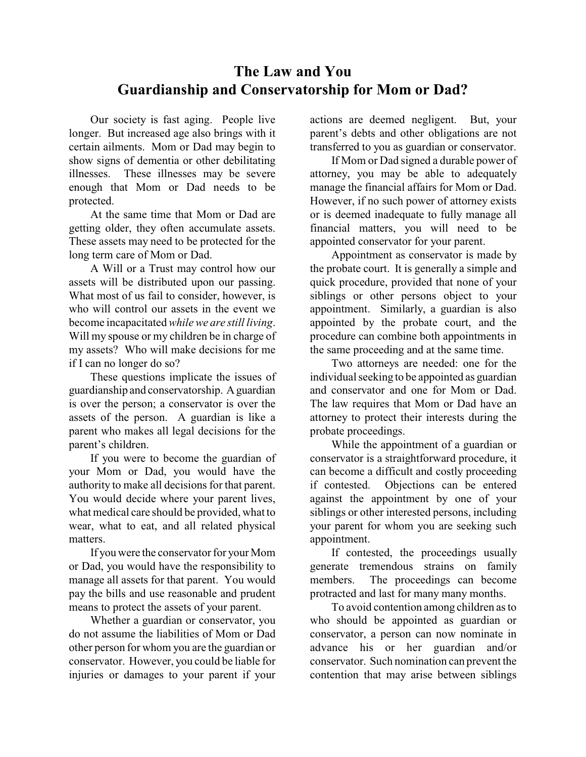# The Law and You
## Guardianship and Conservatorship for Mom or Dad?

Our society is fast aging. People live longer. But increased age also brings with it certain ailments. Mom or Dad may begin to show signs of dementia or other debilitating illnesses. These illnesses may be severe enough that Mom or Dad needs to be protected.

At the same time that Mom or Dad are getting older, they often accumulate assets. These assets may need to be protected for the long term care of Mom or Dad.

A Will or a Trust may control how our assets will be distributed upon our passing. What most of us fail to consider, however, is who will control our assets in the event we become incapacitated *while we are still living*. Will my spouse or my children be in charge of my assets? Who will make decisions for me if I can no longer do so?

These questions implicate the issues of guardianship and conservatorship. A guardian is over the person; a conservator is over the assets of the person. A guardian is like a parent who makes all legal decisions for the parent's children.

If you were to become the guardian of your Mom or Dad, you would have the authority to make all decisions for that parent. You would decide where your parent lives, what medical care should be provided, what to wear, what to eat, and all related physical matters.

If you were the conservator for your Mom or Dad, you would have the responsibility to manage all assets for that parent. You would pay the bills and use reasonable and prudent means to protect the assets of your parent.

Whether a guardian or conservator, you do not assume the liabilities of Mom or Dad other person for whom you are the guardian or conservator. However, you could be liable for injuries or damages to your parent if your actions are deemed negligent. But, your parent's debts and other obligations are not transferred to you as guardian or conservator.

If Mom or Dad signed a durable power of attorney, you may be able to adequately manage the financial affairs for Mom or Dad. However, if no such power of attorney exists or is deemed inadequate to fully manage all financial matters, you will need to be appointed conservator for your parent.

Appointment as conservator is made by the probate court. It is generally a simple and quick procedure, provided that none of your siblings or other persons object to your appointment. Similarly, a guardian is also appointed by the probate court, and the procedure can combine both appointments in the same proceeding and at the same time.

Two attorneys are needed: one for the individual seeking to be appointed as guardian and conservator and one for Mom or Dad. The law requires that Mom or Dad have an attorney to protect their interests during the probate proceedings.

While the appointment of a guardian or conservator is a straightforward procedure, it can become a difficult and costly proceeding if contested. Objections can be entered against the appointment by one of your siblings or other interested persons, including your parent for whom you are seeking such appointment.

If contested, the proceedings usually generate tremendous strains on family members. The proceedings can become protracted and last for many many months.

To avoid contention among children as to who should be appointed as guardian or conservator, a person can now nominate in advance his or her guardian and/or conservator. Such nomination can prevent the contention that may arise between siblings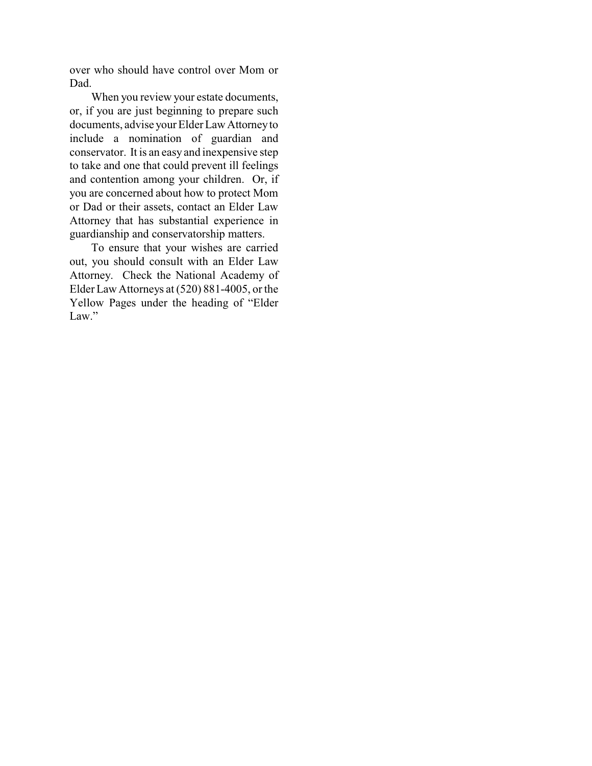over who should have control over Mom or Dad.

When you review your estate documents, or, if you are just beginning to prepare such documents, advise your Elder Law Attorney to include a nomination of guardian and conservator. It is an easy and inexpensive step to take and one that could prevent ill feelings and contention among your children. Or, if you are concerned about how to protect Mom or Dad or their assets, contact an Elder Law Attorney that has substantial experience in guardianship and conservatorship matters.

To ensure that your wishes are carried out, you should consult with an Elder Law Attorney. Check the National Academy of Elder Law Attorneys at (520) 881-4005, or the Yellow Pages under the heading of "Elder Law."